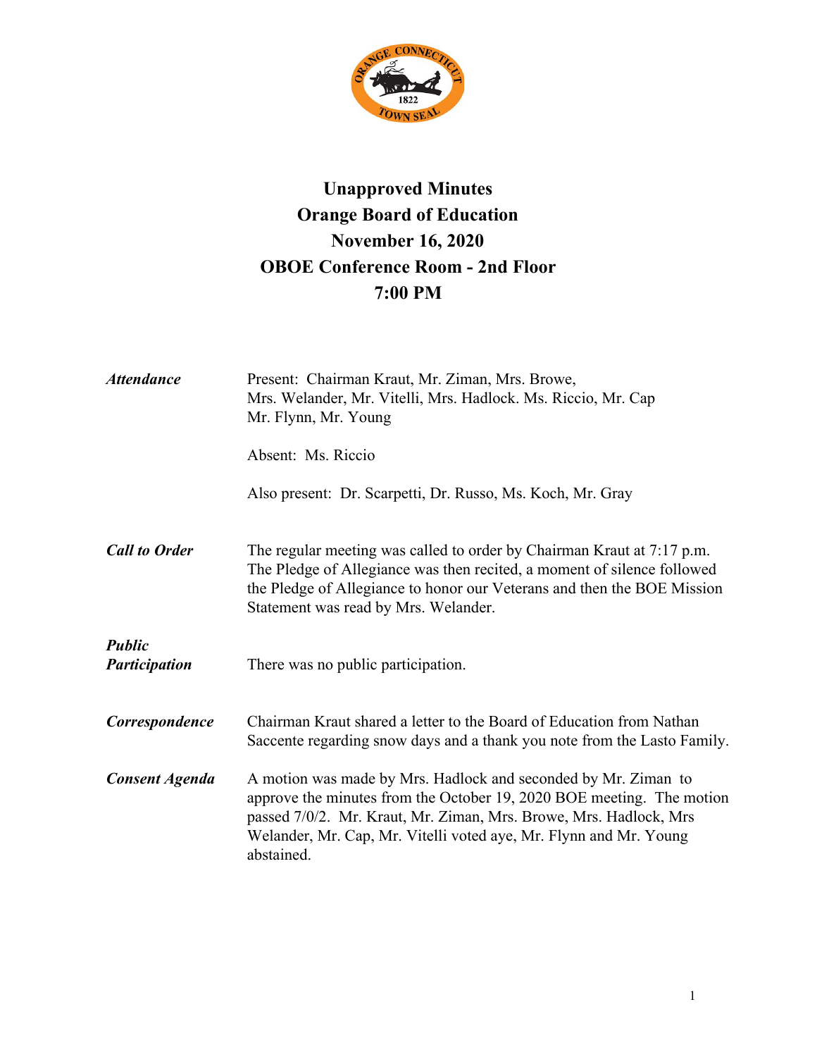# Unapproved Minutes
# Orange Board of Education
# November 16, 2020
# OBOE Conference Room - 2nd Floor
# 7:00 PM

***Attendance***

Present: Chairman Kraut, Mr. Ziman, Mrs. Browe, Mrs. Welander, Mr. Vitelli, Mrs. Hadlock. Ms. Riccio, Mr. Cap Mr. Flynn, Mr. Young

Absent: Ms. Riccio

Also present: Dr. Scarpetti, Dr. Russo, Ms. Koch, Mr. Gray

***Call to Order***

The regular meeting was called to order by Chairman Kraut at 7:17 p.m. The Pledge of Allegiance was then recited, a moment of silence followed the Pledge of Allegiance to honor our Veterans and then the BOE Mission Statement was read by Mrs. Welander.

***Public Participation***

There was no public participation.

***Correspondence***

Chairman Kraut shared a letter to the Board of Education from Nathan Saccente regarding snow days and a thank you note from the Lasto Family.

***Consent Agenda***

A motion was made by Mrs. Hadlock and seconded by Mr. Ziman to approve the minutes from the October 19, 2020 BOE meeting. The motion passed 7/0/2. Mr. Kraut, Mr. Ziman, Mrs. Browe, Mrs. Hadlock, Mrs Welander, Mr. Cap, Mr. Vitelli voted aye, Mr. Flynn and Mr. Young abstained.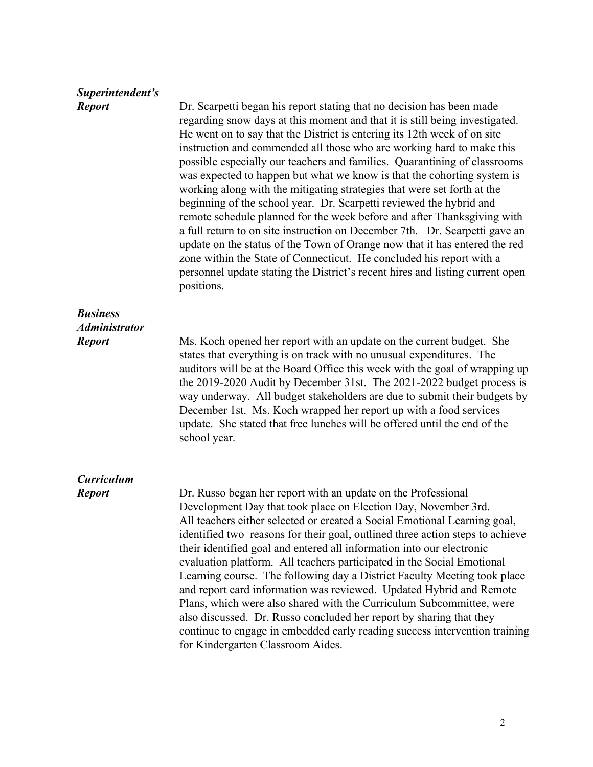***Superintendent's Report***

Dr. Scarpetti began his report stating that no decision has been made regarding snow days at this moment and that it is still being investigated. He went on to say that the District is entering its 12th week of on site instruction and commended all those who are working hard to make this possible especially our teachers and families. Quarantining of classrooms was expected to happen but what we know is that the cohorting system is working along with the mitigating strategies that were set forth at the beginning of the school year. Dr. Scarpetti reviewed the hybrid and remote schedule planned for the week before and after Thanksgiving with a full return to on site instruction on December 7th. Dr. Scarpetti gave an update on the status of the Town of Orange now that it has entered the red zone within the State of Connecticut. He concluded his report with a personnel update stating the District's recent hires and listing current open positions.

***Business Administrator Report***

Ms. Koch opened her report with an update on the current budget. She states that everything is on track with no unusual expenditures. The auditors will be at the Board Office this week with the goal of wrapping up the 2019-2020 Audit by December 31st. The 2021-2022 budget process is way underway. All budget stakeholders are due to submit their budgets by December 1st. Ms. Koch wrapped her report up with a food services update. She stated that free lunches will be offered until the end of the school year.

***Curriculum Report***

Dr. Russo began her report with an update on the Professional Development Day that took place on Election Day, November 3rd. All teachers either selected or created a Social Emotional Learning goal, identified two reasons for their goal, outlined three action steps to achieve their identified goal and entered all information into our electronic evaluation platform. All teachers participated in the Social Emotional Learning course. The following day a District Faculty Meeting took place and report card information was reviewed. Updated Hybrid and Remote Plans, which were also shared with the Curriculum Subcommittee, were also discussed. Dr. Russo concluded her report by sharing that they continue to engage in embedded early reading success intervention training for Kindergarten Classroom Aides.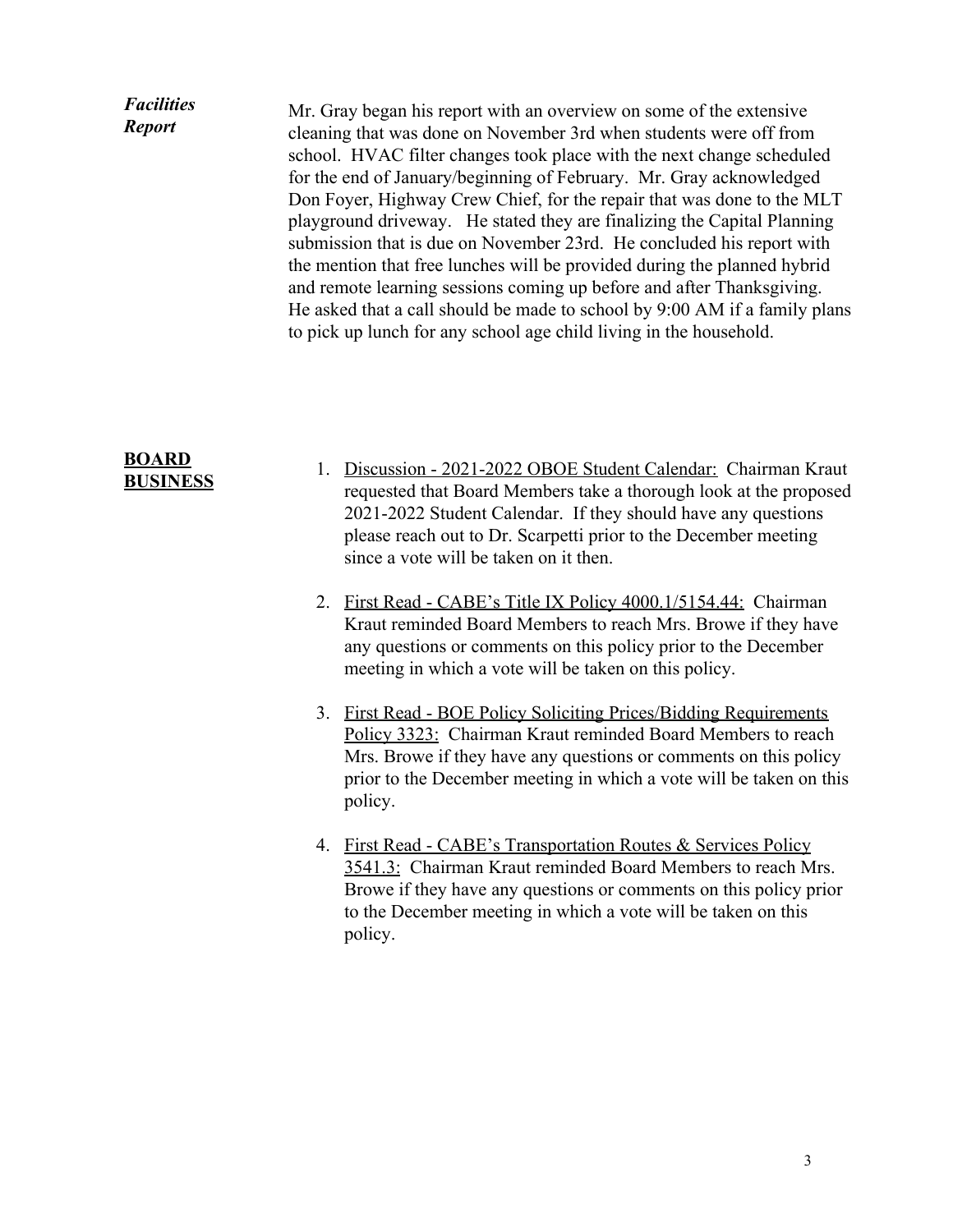***Facilities Report***

Mr. Gray began his report with an overview on some of the extensive cleaning that was done on November 3rd when students were off from school. HVAC filter changes took place with the next change scheduled for the end of January/beginning of February. Mr. Gray acknowledged Don Foyer, Highway Crew Chief, for the repair that was done to the MLT playground driveway. He stated they are finalizing the Capital Planning submission that is due on November 23rd. He concluded his report with the mention that free lunches will be provided during the planned hybrid and remote learning sessions coming up before and after Thanksgiving. He asked that a call should be made to school by 9:00 AM if a family plans to pick up lunch for any school age child living in the household.

**BOARD BUSINESS**

1. Discussion - 2021-2022 OBOE Student Calendar: Chairman Kraut requested that Board Members take a thorough look at the proposed 2021-2022 Student Calendar. If they should have any questions please reach out to Dr. Scarpetti prior to the December meeting since a vote will be taken on it then.

2. First Read - CABE's Title IX Policy 4000.1/5154.44: Chairman Kraut reminded Board Members to reach Mrs. Browe if they have any questions or comments on this policy prior to the December meeting in which a vote will be taken on this policy.

3. First Read - BOE Policy Soliciting Prices/Bidding Requirements Policy 3323: Chairman Kraut reminded Board Members to reach Mrs. Browe if they have any questions or comments on this policy prior to the December meeting in which a vote will be taken on this policy.

4. First Read - CABE's Transportation Routes & Services Policy 3541.3: Chairman Kraut reminded Board Members to reach Mrs. Browe if they have any questions or comments on this policy prior to the December meeting in which a vote will be taken on this policy.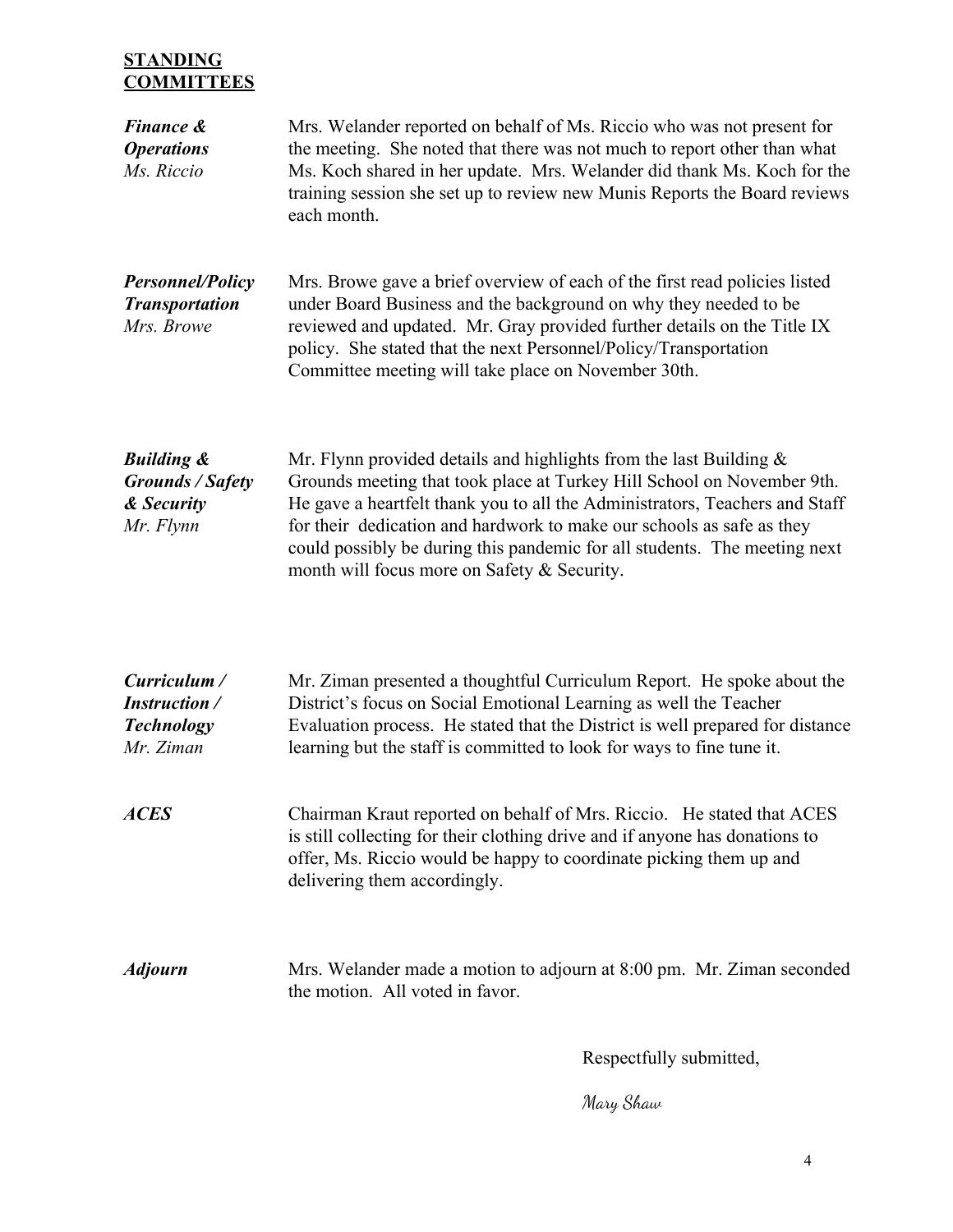## STANDING COMMITTEES

***Finance & Operations***
*Ms. Riccio*

Mrs. Welander reported on behalf of Ms. Riccio who was not present for the meeting. She noted that there was not much to report other than what Ms. Koch shared in her update. Mrs. Welander did thank Ms. Koch for the training session she set up to review new Munis Reports the Board reviews each month.

***Personnel/Policy Transportation***
*Mrs. Browe*

Mrs. Browe gave a brief overview of each of the first read policies listed under Board Business and the background on why they needed to be reviewed and updated. Mr. Gray provided further details on the Title IX policy. She stated that the next Personnel/Policy/Transportation Committee meeting will take place on November 30th.

***Building & Grounds / Safety & Security***
*Mr. Flynn*

Mr. Flynn provided details and highlights from the last Building & Grounds meeting that took place at Turkey Hill School on November 9th. He gave a heartfelt thank you to all the Administrators, Teachers and Staff for their dedication and hardwork to make our schools as safe as they could possibly be during this pandemic for all students. The meeting next month will focus more on Safety & Security.

***Curriculum / Instruction / Technology***
*Mr. Ziman*

Mr. Ziman presented a thoughtful Curriculum Report. He spoke about the District's focus on Social Emotional Learning as well the Teacher Evaluation process. He stated that the District is well prepared for distance learning but the staff is committed to look for ways to fine tune it.

***ACES***

Chairman Kraut reported on behalf of Mrs. Riccio. He stated that ACES is still collecting for their clothing drive and if anyone has donations to offer, Ms. Riccio would be happy to coordinate picking them up and delivering them accordingly.

***Adjourn***

Mrs. Welander made a motion to adjourn at 8:00 pm. Mr. Ziman seconded the motion. All voted in favor.

Respectfully submitted,

Mary Shaw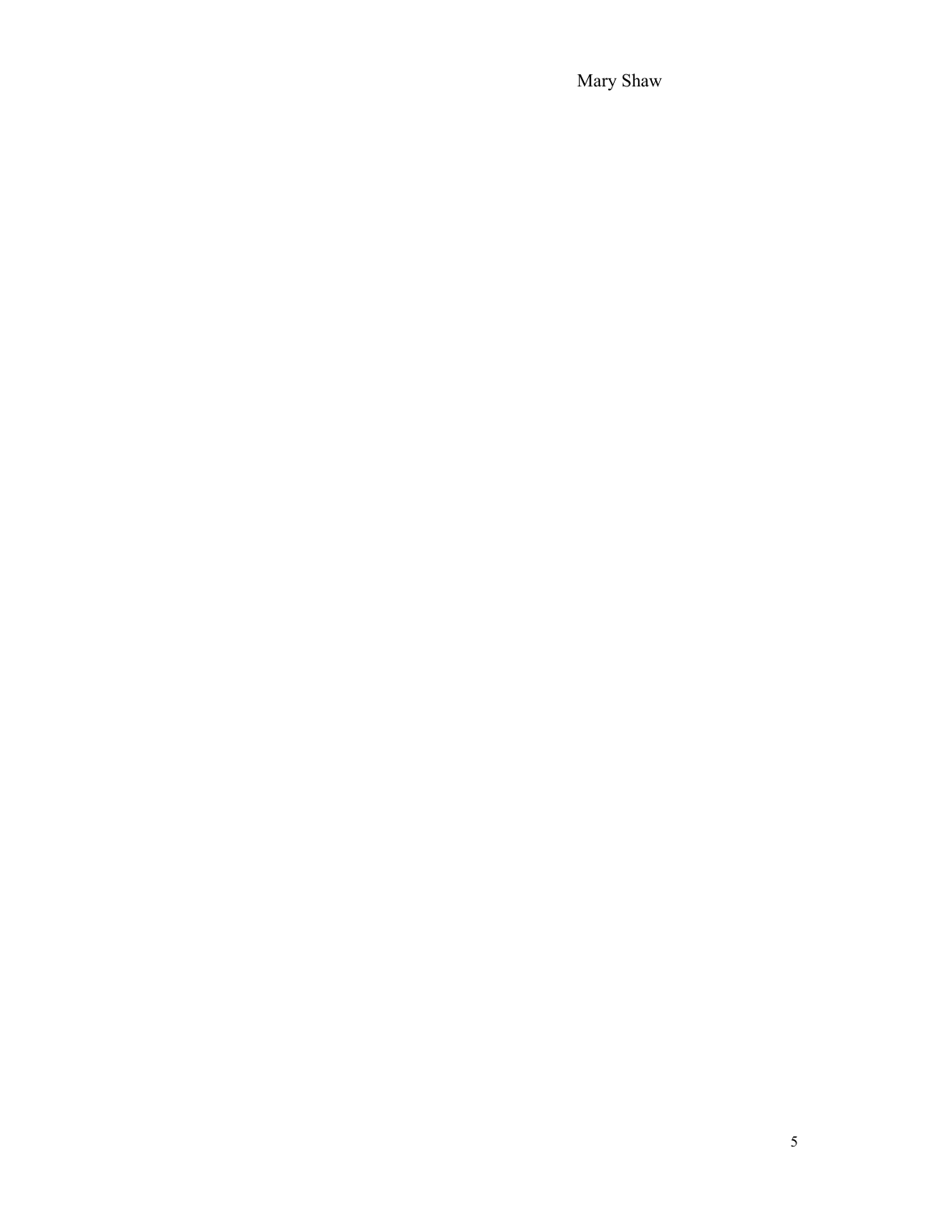Mary Shaw